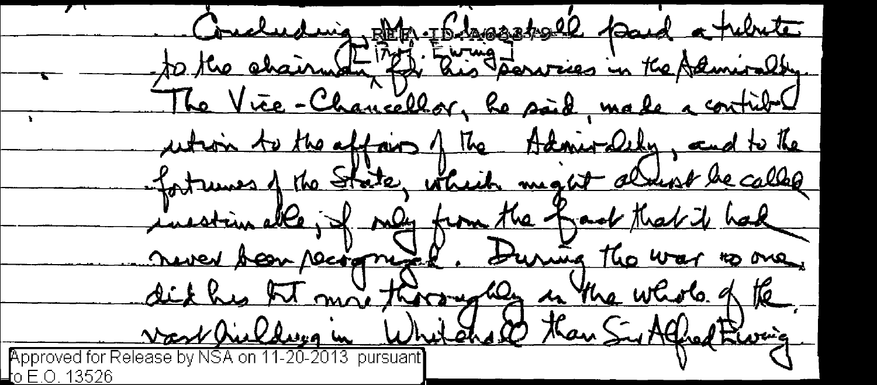Concluding, Mr. Chamberlain paid a tribute to the chairman [Sir J. A. Ewing] for his services in the Admiralty. The Vice-Chancellor, he said, made a contribution to the affairs of the Admiralty, and to the fortunes of the State, which might almost be called inestimable, if only from the fact that it had never been recognised. During the war no one did his bit more thoroughly in the whole of the vast building in Whitehall than Sir Alfred Ewing.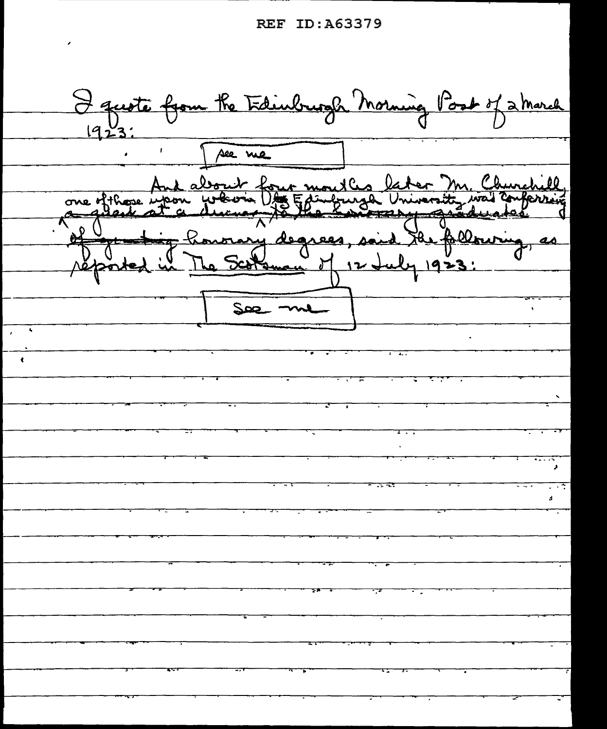I quote from the Edinburgh Morning Post of 2 March 1923:

[see me]

And about four months later Mr. Churchill, one of those upon whom ~~a guest at a dinner to the honorary graduates~~ Edinburgh University was conferring ~~of granting~~ honorary degrees, said the following, as reported in The Scotsman of 12 July 1923:

[See me]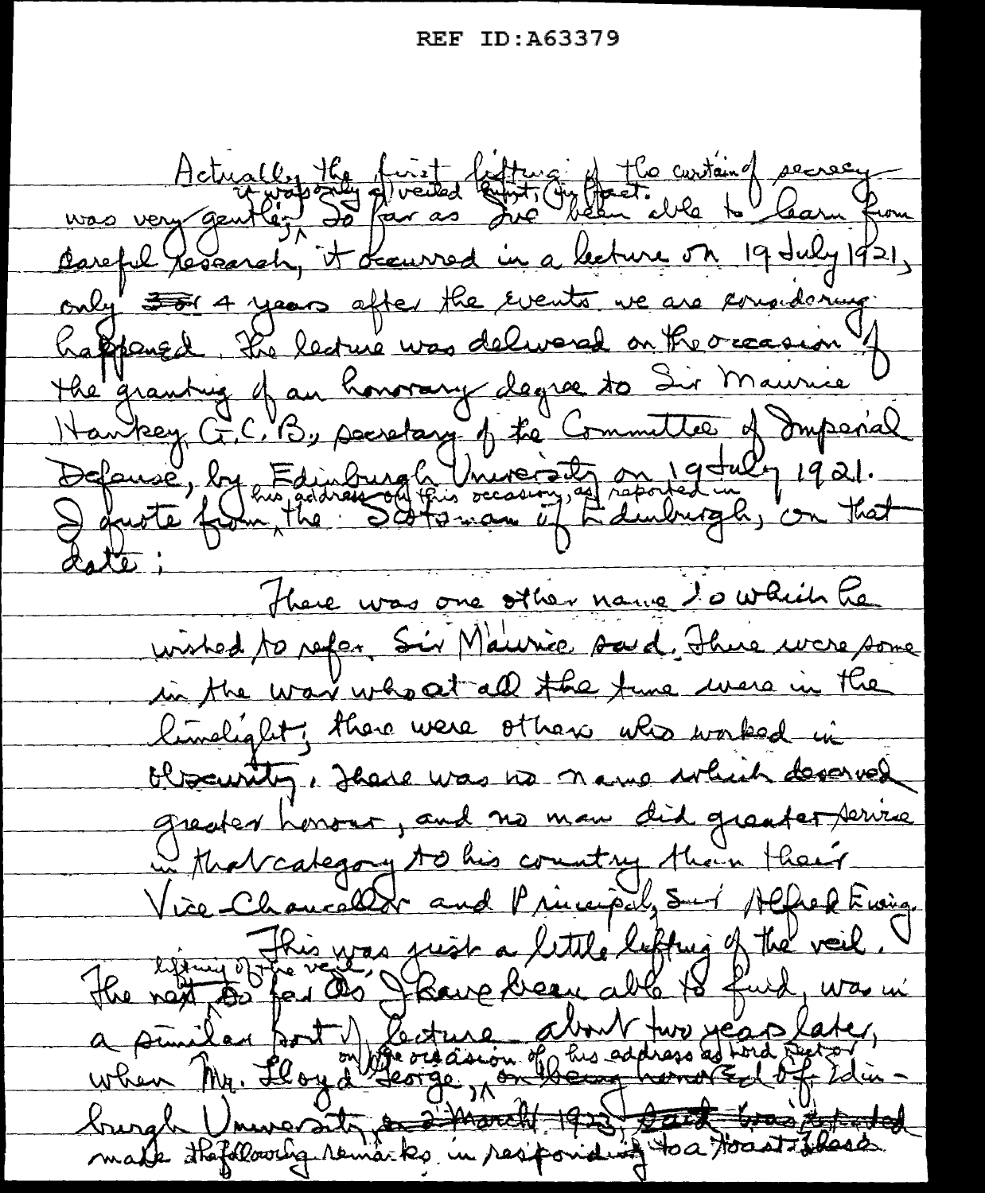Actually the first lifting of the curtain of secrecy was very gentle; it was only a veiled hint, in fact. So far as I've been able to learn from careful research, it occurred in a lecture on 19 July 1921, only 4 years after the events we are considering happened. The lecture was delivered on the occasion of the granting of an honorary degree to Sir Maurice Hankey G.C.B., secretary of the Committee of Imperial Defense, by Edinburgh University on 19 July 1921. I quote from his address on this occasion, as reported in the Scotsman of Edinburgh, on that date:

There was one other name to which he wished to refer, Sir Maurice said. There were some in the war who at all the time were in the limelight; there were others who worked in obscurity. There was no name which deserved greater honour, and no man did greater service in that category to his country than their Vice-Chancellor and Principal, Sir Alfred Ewing.

This was just a little lifting of the veil. The next lifting of the veil, so far as I have been able to find, was in a similar sort of lecture about two years later, when Mr. Lloyd George, on the occasion of his address as Lord Rector of Edinburgh University, make the following remarks in responding to a toast. These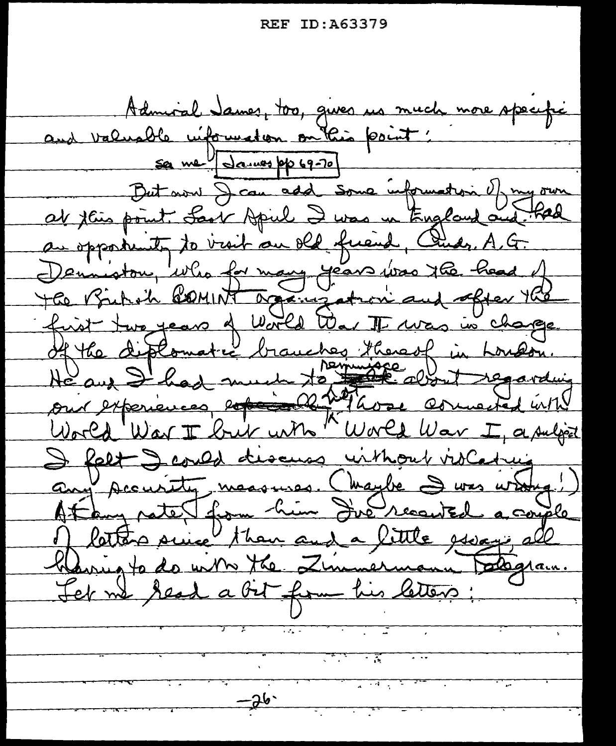Admiral James, too, gives us much more specific and valuable information on this point:

see me | James pp 69-70 |

But now I can add some information of my own at this point. Last April I was in England and had an opportunity to visit an old friend, Cmdr. A.G. Denniston, who for many years was the head of the British COMINT organization and after the first two years of World War II was in charge of the diplomatic branches thereof in London. He and I had much to reminisce about regarding our experiences, not those connected with World War II but with World War I, a subject I felt I could discuss without violating any security measures. (Maybe I was wrong!) At any rate, from him I've received a couple of letters since then and a little essay, all having to do with the Zimmermann Telegram. Let me read a bit from his letters: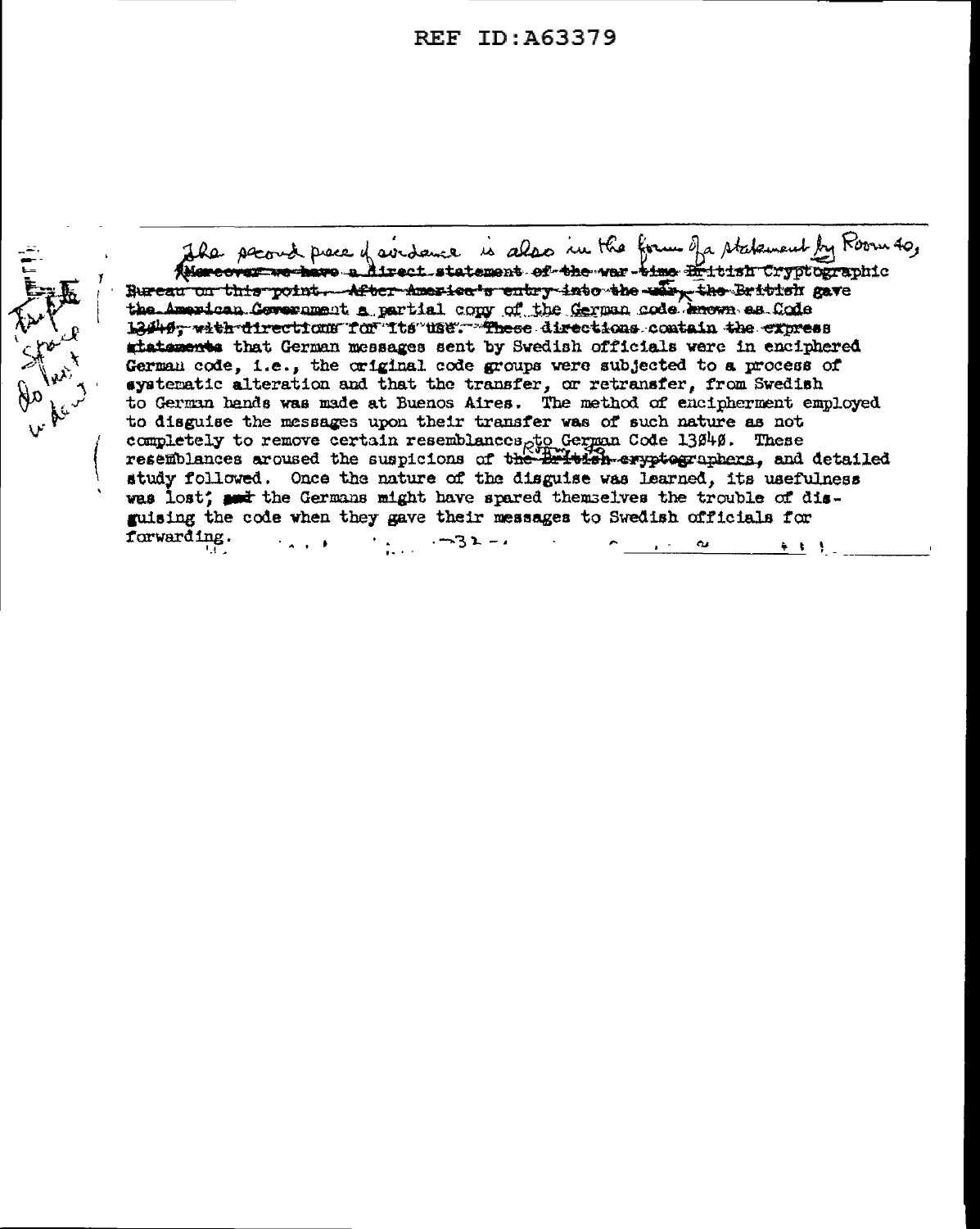The second piece of evidence is also in the form of a statement by Room 40, ~~Moreover we have a direct statement of the war-time British Cryptographic Bureau on this point. After America's entry into the war, the British gave the American Government a partial copy of the German code known as Code 13040, with directions for its use. These directions contain the express statements~~ that German messages sent by Swedish officials were in enciphered German code, i.e., the original code groups were subjected to a process of systematic alteration and that the transfer, or retransfer, from Swedish to German hands was made at Buenos Aires. The method of encipherment employed to disguise the messages upon their transfer was of such nature as not completely to remove certain resemblances to German Code 13040. These resemblances aroused the suspicions of ~~the British cryptographers~~ Room 40, and detailed study followed. Once the nature of the disguise was learned, its usefulness was lost; ~~and~~ the Germans might have spared themselves the trouble of disguising the code when they gave their messages to Swedish officials for forwarding.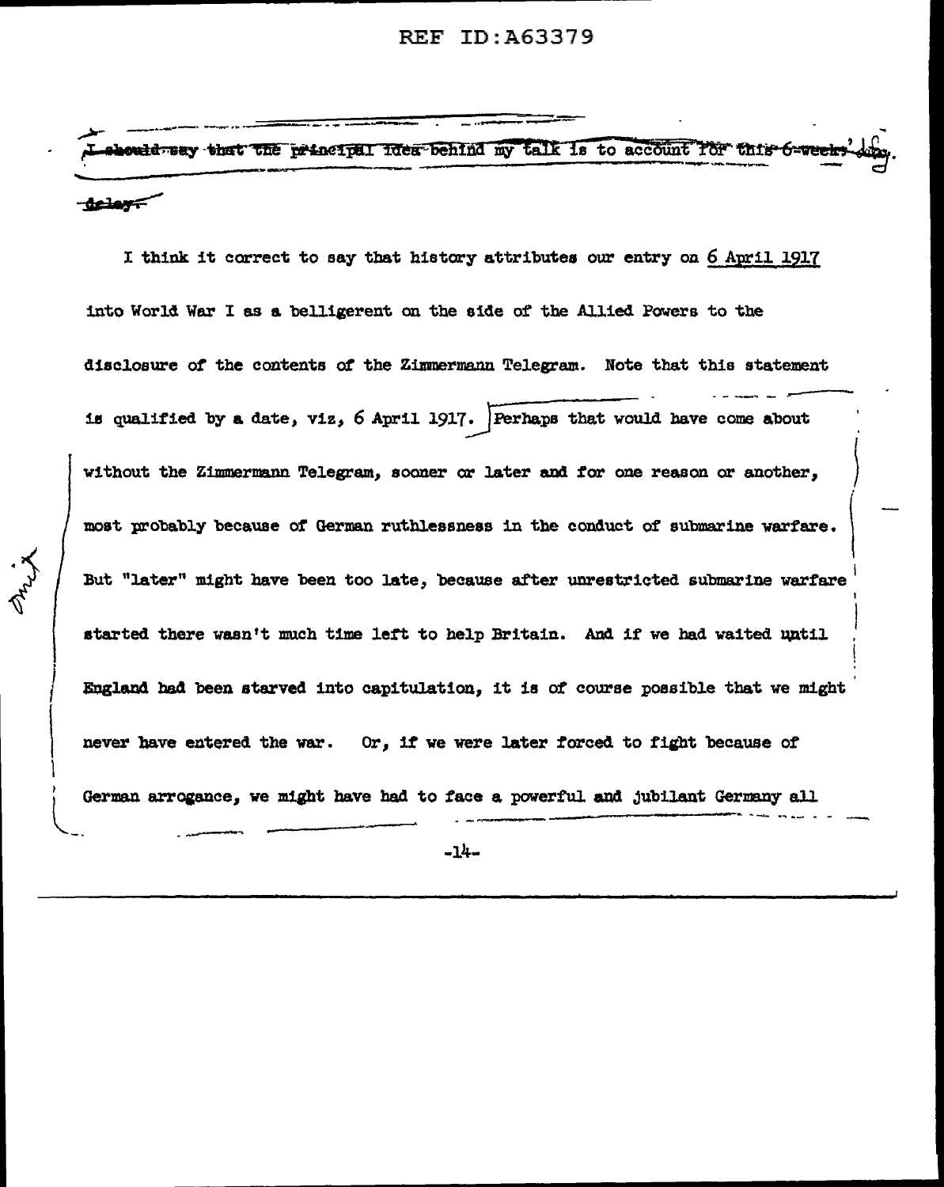~~I should say that the principal idea behind my talk is to account for this 6-weeks' delay.~~

I think it correct to say that history attributes our entry on 6 April 1917 into World War I as a belligerent on the side of the Allied Powers to the disclosure of the contents of the Zimmermann Telegram. Note that this statement is qualified by a date, viz, 6 April 1917. Perhaps that would have come about without the Zimmermann Telegram, sooner or later and for one reason or another, most probably because of German ruthlessness in the conduct of submarine warfare. But "later" might have been too late, because after unrestricted submarine warfare started there wasn't much time left to help Britain. And if we had waited until England had been starved into capitulation, it is of course possible that we might never have entered the war. Or, if we were later forced to fight because of German arrogance, we might have had to face a powerful and jubilant Germany all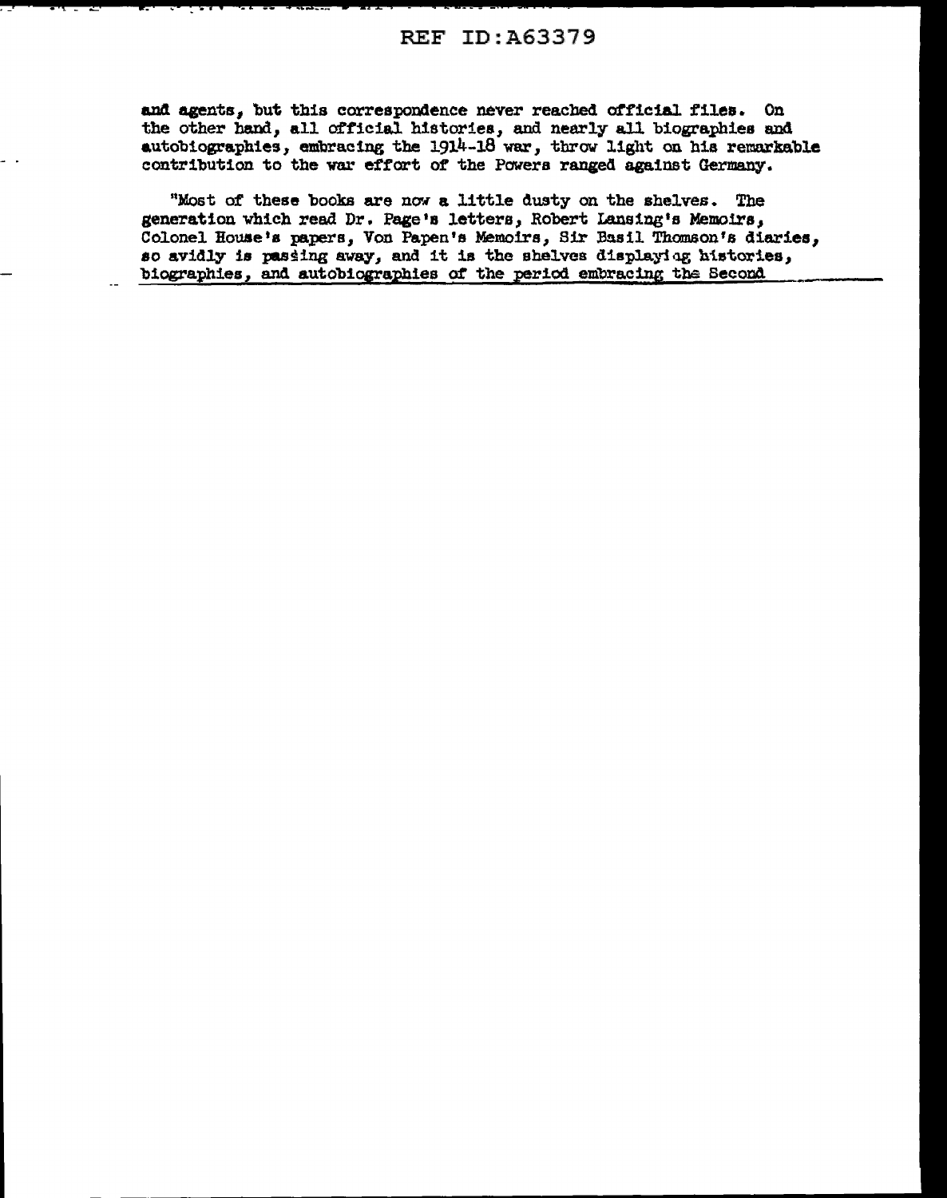and agents, but this correspondence never reached official files. On the other hand, all official histories, and nearly all biographies and autobiographies, embracing the 1914-18 war, throw light on his remarkable contribution to the war effort of the Powers ranged against Germany.

"Most of these books are now a little dusty on the shelves. The generation which read Dr. Page's letters, Robert Lansing's Memoirs, Colonel House's papers, Von Papen's Memoirs, Sir Basil Thomson's diaries, so avidly is passing away, and it is the shelves displaying histories, biographies, and autobiographies of the period embracing the Second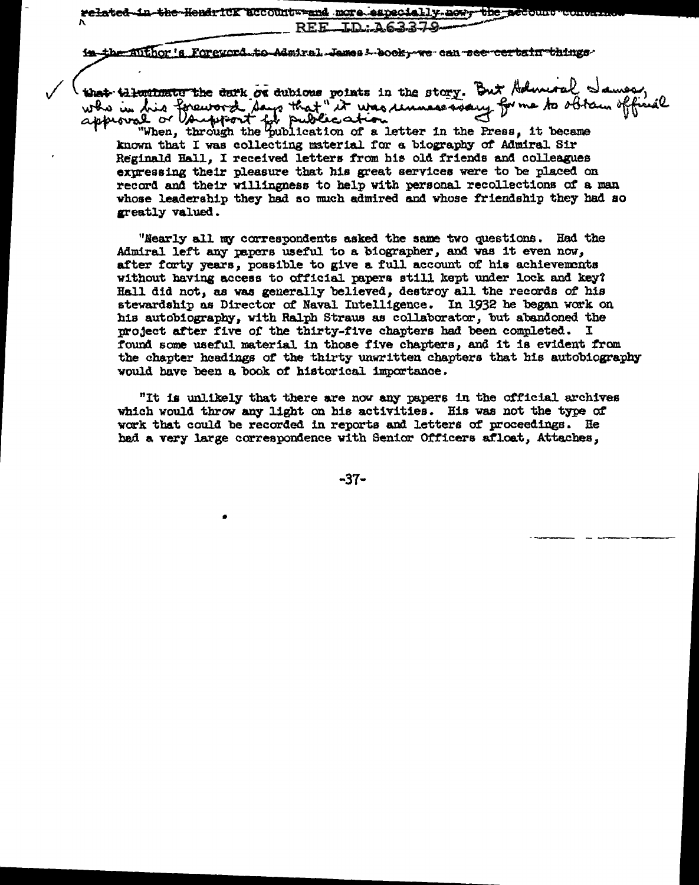~~related in the Hendrick account--and more especially now, the account contained~~

REF ID:A63379

~~in the Author's Foreword to Admiral James's book, we can see certain things~~

~~that illuminate the dark or dubious points in the story.~~ But Admiral James, who in his foreword says that "it was unnecessary for me to obtain official approval or support for publication.

"When, through the publication of a letter in the Press, it became known that I was collecting material for a biography of Admiral Sir Reginald Hall, I received letters from his old friends and colleagues expressing their pleasure that his great services were to be placed on record and their willingness to help with personal recollections of a man whose leadership they had so much admired and whose friendship they had so greatly valued.

"Nearly all my correspondents asked the same two questions. Had the Admiral left any papers useful to a biographer, and was it even now, after forty years, possible to give a full account of his achievements without having access to official papers still kept under lock and key? Hall did not, as was generally believed, destroy all the records of his stewardship as Director of Naval Intelligence. In 1932 he began work on his autobiography, with Ralph Straus as collaborator, but abandoned the project after five of the thirty-five chapters had been completed. I found some useful material in those five chapters, and it is evident from the chapter headings of the thirty unwritten chapters that his autobiography would have been a book of historical importance.

"It is unlikely that there are now any papers in the official archives which would throw any light on his activities. His was not the type of work that could be recorded in reports and letters of proceedings. He had a very large correspondence with Senior Officers afloat, Attaches,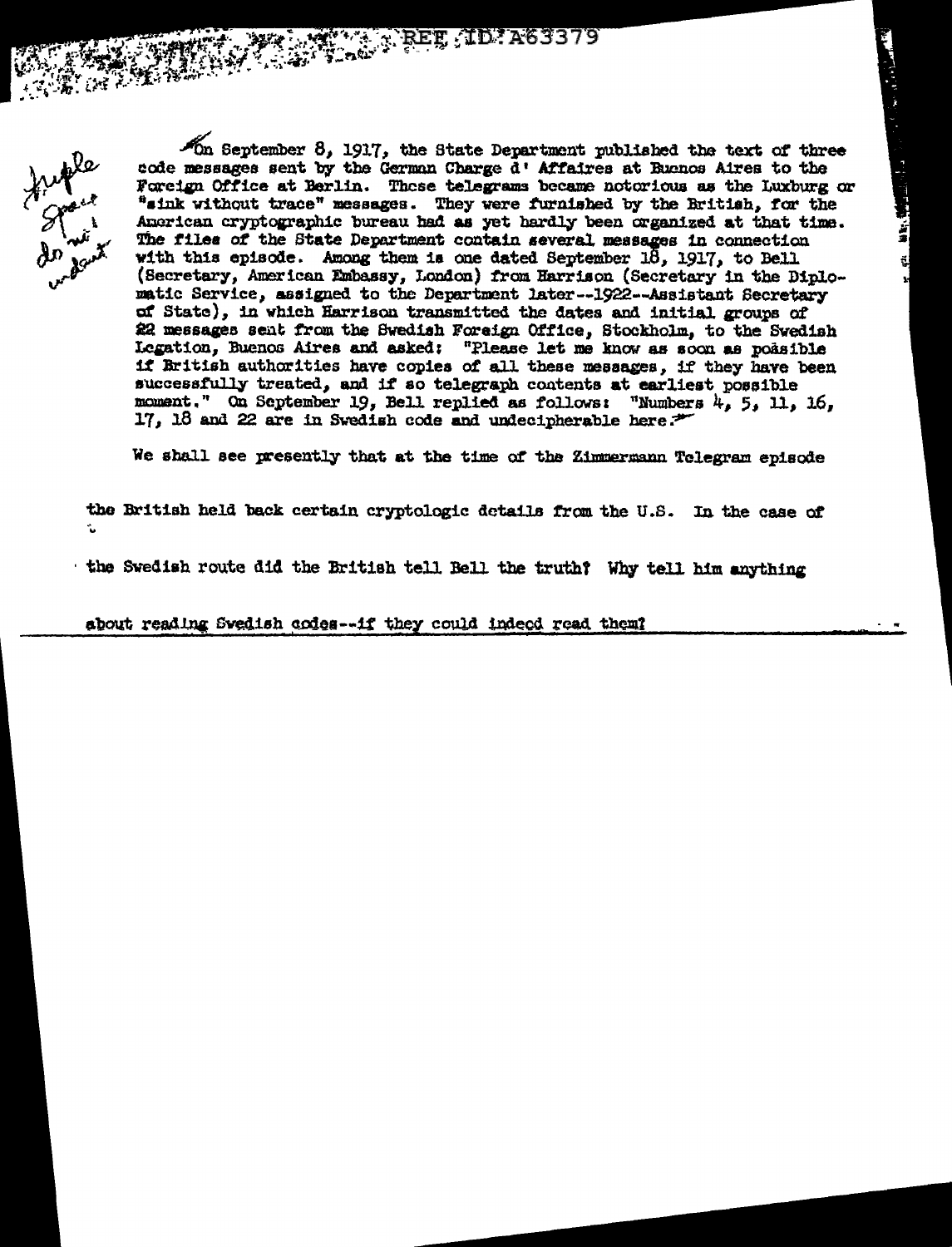On September 8, 1917, the State Department published the text of three code messages sent by the German Charge d' Affaires at Buenos Aires to the Foreign Office at Berlin. These telegrams became notorious as the Luxburg or "sink without trace" messages. They were furnished by the British, for the American cryptographic bureau had as yet hardly been organized at that time. The files of the State Department contain several messages in connection with this episode. Among them is one dated September 18, 1917, to Bell (Secretary, American Embassy, London) from Harrison (Secretary in the Diplomatic Service, assigned to the Department later--1922--Assistant Secretary of State), in which Harrison transmitted the dates and initial groups of 22 messages sent from the Swedish Foreign Office, Stockholm, to the Swedish Legation, Buenos Aires and asked: "Please let me know as soon as possible if British authorities have copies of all these messages, if they have been successfully treated, and if so telegraph contents at earliest possible moment." On September 19, Bell replied as follows: "Numbers 4, 5, 11, 16, 17, 18 and 22 are in Swedish code and undecipherable here."

We shall see presently that at the time of the Zimmermann Telegram episode the British held back certain cryptologic details from the U.S. In the case of the Swedish route did the British tell Bell the truth? Why tell him anything about reading Swedish codes--if they could indeed read them?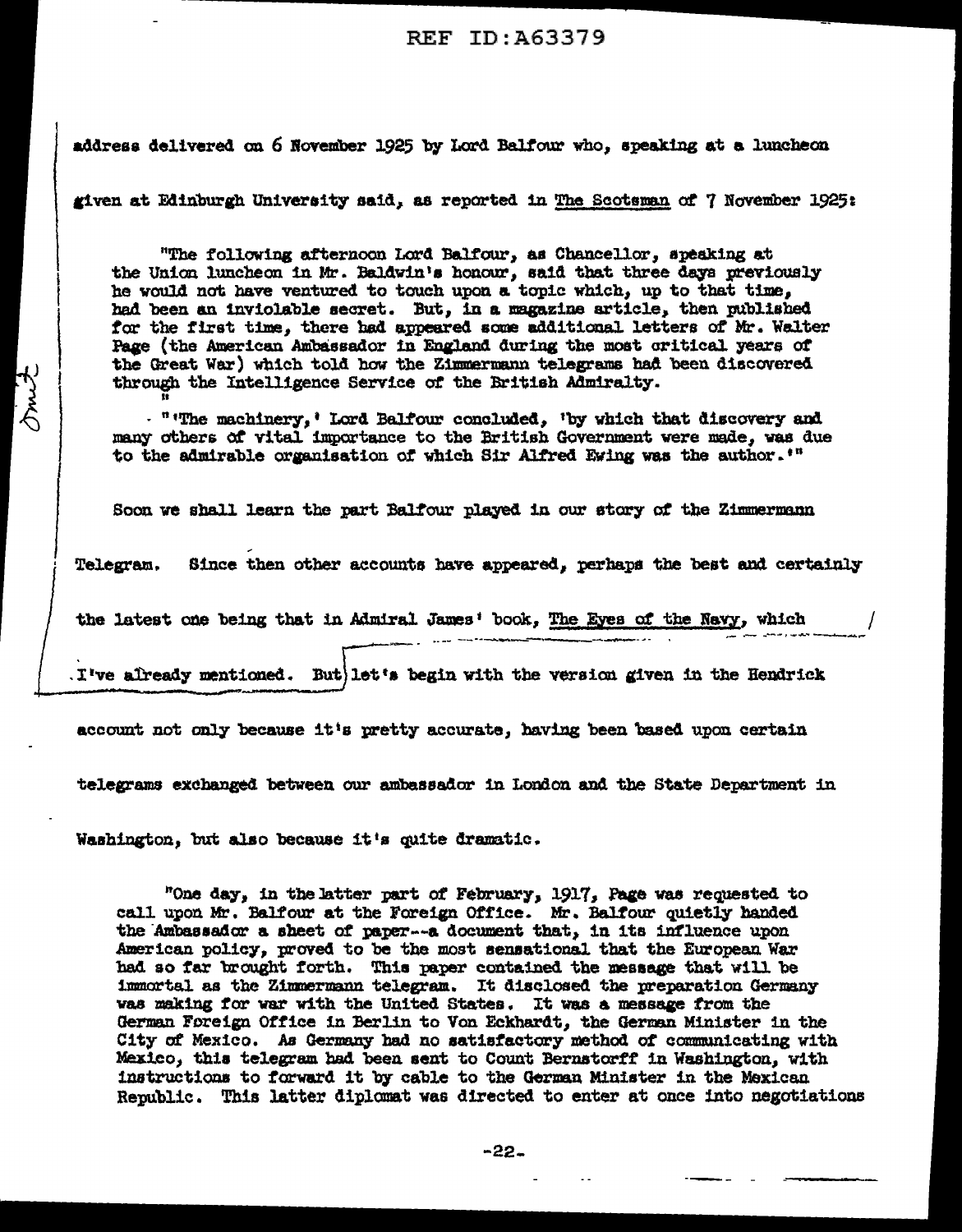address delivered on 6 November 1925 by Lord Balfour who, speaking at a luncheon given at Edinburgh University said, as reported in The Scotsman of 7 November 1925:

> "The following afternoon Lord Balfour, as Chancellor, speaking at the Union luncheon in Mr. Baldwin's honour, said that three days previously he would not have ventured to touch upon a topic which, up to that time, had been an inviolable secret. But, in a magazine article, then published for the first time, there had appeared some additional letters of Mr. Walter Page (the American Ambassador in England during the most critical years of the Great War) which told how the Zimmermann telegrams had been discovered through the Intelligence Service of the British Admiralty.
>
> "'The machinery,' Lord Balfour concluded, 'by which that discovery and many others of vital importance to the British Government were made, was due to the admirable organisation of which Sir Alfred Ewing was the author.'"

Soon we shall learn the part Balfour played in our story of the Zimmermann Telegram. Since then other accounts have appeared, perhaps the best and certainly the latest one being that in Admiral James' book, The Eyes of the Navy, which I've already mentioned. But let's begin with the version given in the Hendrick account not only because it's pretty accurate, having been based upon certain telegrams exchanged between our ambassador in London and the State Department in Washington, but also because it's quite dramatic.

> "One day, in the latter part of February, 1917, Page was requested to call upon Mr. Balfour at the Foreign Office. Mr. Balfour quietly handed the Ambassador a sheet of paper--a document that, in its influence upon American policy, proved to be the most sensational that the European War had so far brought forth. This paper contained the message that will be immortal as the Zimmermann telegram. It disclosed the preparation Germany was making for war with the United States. It was a message from the German Foreign Office in Berlin to Von Eckhardt, the German Minister in the City of Mexico. As Germany had no satisfactory method of communicating with Mexico, this telegram had been sent to Count Bernstorff in Washington, with instructions to forward it by cable to the German Minister in the Mexican Republic. This latter diplomat was directed to enter at once into negotiations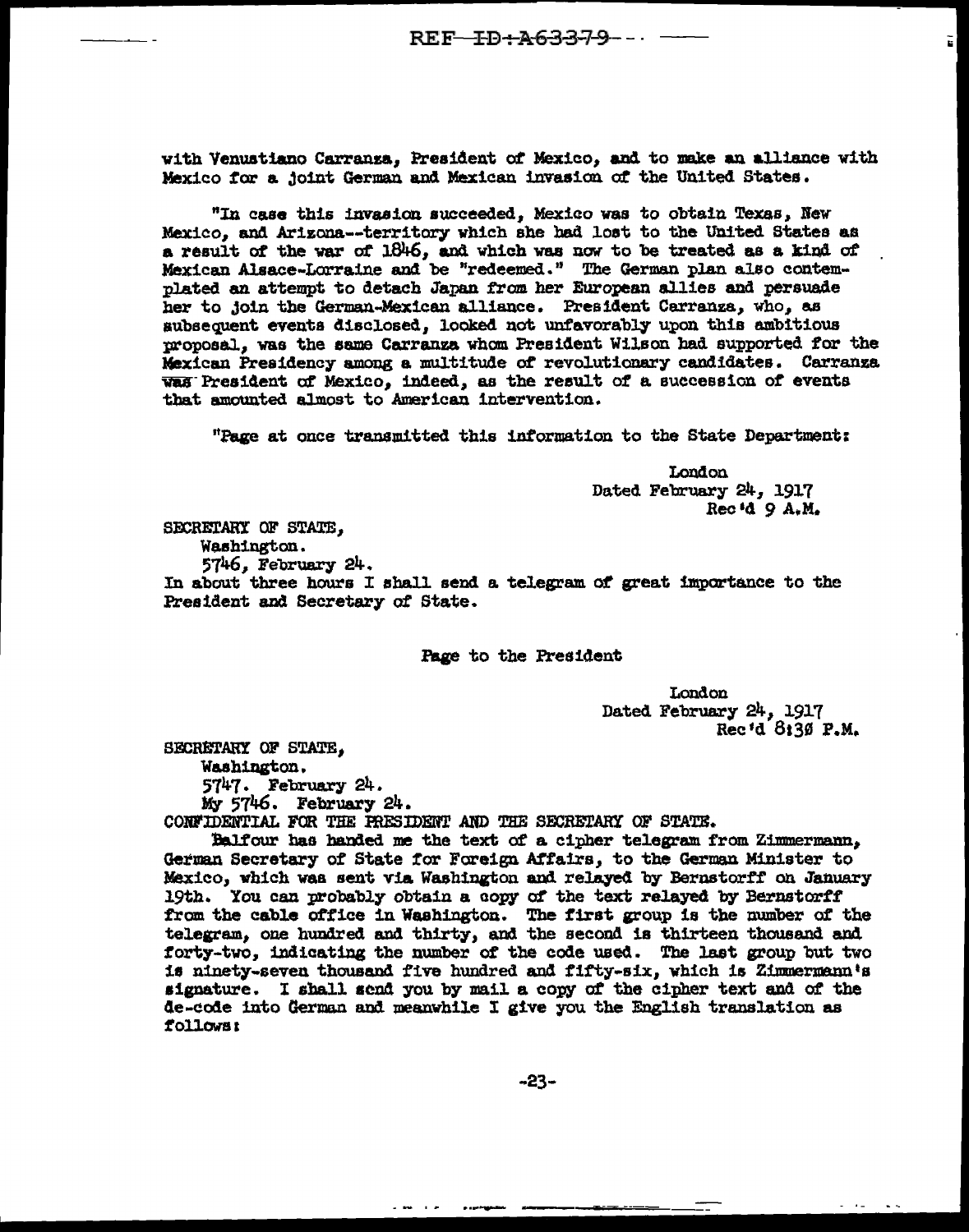with Venustiano Carranza, President of Mexico, and to make an alliance with Mexico for a joint German and Mexican invasion of the United States.

"In case this invasion succeeded, Mexico was to obtain Texas, New Mexico, and Arizona--territory which she had lost to the United States as a result of the war of 1846, and which was now to be treated as a kind of Mexican Alsace-Lorraine and be "redeemed." The German plan also contemplated an attempt to detach Japan from her European allies and persuade her to join the German-Mexican alliance. President Carranza, who, as subsequent events disclosed, looked not unfavorably upon this ambitious proposal, was the same Carranza whom President Wilson had supported for the Mexican Presidency among a multitude of revolutionary candidates. Carranza was President of Mexico, indeed, as the result of a succession of events that amounted almost to American intervention.

"Page at once transmitted this information to the State Department:

London
Dated February 24, 1917
Rec'd 9 A.M.

SECRETARY OF STATE,
Washington.
5746, February 24.
In about three hours I shall send a telegram of great importance to the President and Secretary of State.

Page to the President

London
Dated February 24, 1917
Rec'd 8:30 P.M.

SECRETARY OF STATE,
Washington.
5747. February 24.
My 5746. February 24.
CONFIDENTIAL FOR THE PRESIDENT AND THE SECRETARY OF STATE.

Balfour has handed me the text of a cipher telegram from Zimmermann, German Secretary of State for Foreign Affairs, to the German Minister to Mexico, which was sent via Washington and relayed by Bernstorff on January 19th. You can probably obtain a copy of the text relayed by Bernstorff from the cable office in Washington. The first group is the number of the telegram, one hundred and thirty, and the second is thirteen thousand and forty-two, indicating the number of the code used. The last group but two is ninety-seven thousand five hundred and fifty-six, which is Zimmermann's signature. I shall send you by mail a copy of the cipher text and of the de-code into German and meanwhile I give you the English translation as follows: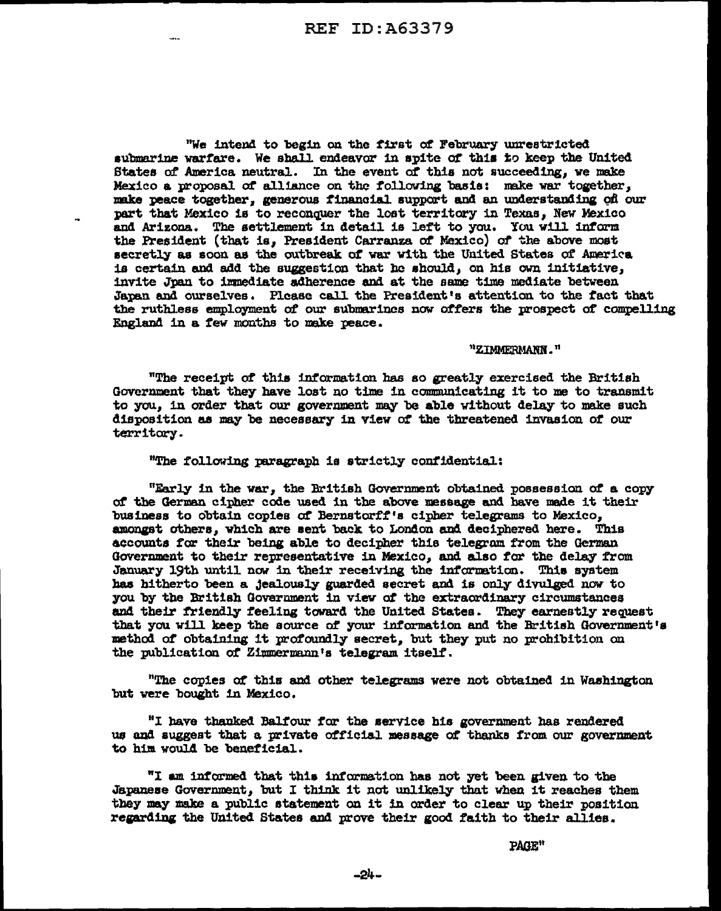"We intend to begin on the first of February unrestricted submarine warfare. We shall endeavor in spite of this to keep the United States of America neutral. In the event of this not succeeding, we make Mexico a proposal of alliance on the following basis: make war together, make peace together, generous financial support and an understanding on our part that Mexico is to reconquer the lost territory in Texas, New Mexico and Arizona. The settlement in detail is left to you. You will inform the President (that is, President Carranza of Mexico) of the above most secretly as soon as the outbreak of war with the United States of America is certain and add the suggestion that he should, on his own initiative, invite Jpan to immediate adherence and at the same time mediate between Japan and ourselves. Please call the President's attention to the fact that the ruthless employment of our submarines now offers the prospect of compelling England in a few months to make peace.

"ZIMMERMANN."

"The receipt of this information has so greatly exercised the British Government that they have lost no time in communicating it to me to transmit to you, in order that our government may be able without delay to make such disposition as may be necessary in view of the threatened invasion of our territory.

"The following paragraph is strictly confidential:

"Early in the war, the British Government obtained possession of a copy of the German cipher code used in the above message and have made it their business to obtain copies of Bernstorff's cipher telegrams to Mexico, amongst others, which are sent back to London and deciphered here. This accounts for their being able to decipher this telegram from the German Government to their representative in Mexico, and also for the delay from January 19th until now in their receiving the information. This system has hitherto been a jealously guarded secret and is only divulged now to you by the British Government in view of the extraordinary circumstances and their friendly feeling toward the United States. They earnestly request that you will keep the source of your information and the British Government's method of obtaining it profoundly secret, but they put no prohibition on the publication of Zimmermann's telegram itself.

"The copies of this and other telegrams were not obtained in Washington but were bought in Mexico.

"I have thanked Balfour for the service his government has rendered us and suggest that a private official message of thanks from our government to him would be beneficial.

"I am informed that this information has not yet been given to the Japanese Government, but I think it not unlikely that when it reaches them they may make a public statement on it in order to clear up their position regarding the United States and prove their good faith to their allies.

PAGE"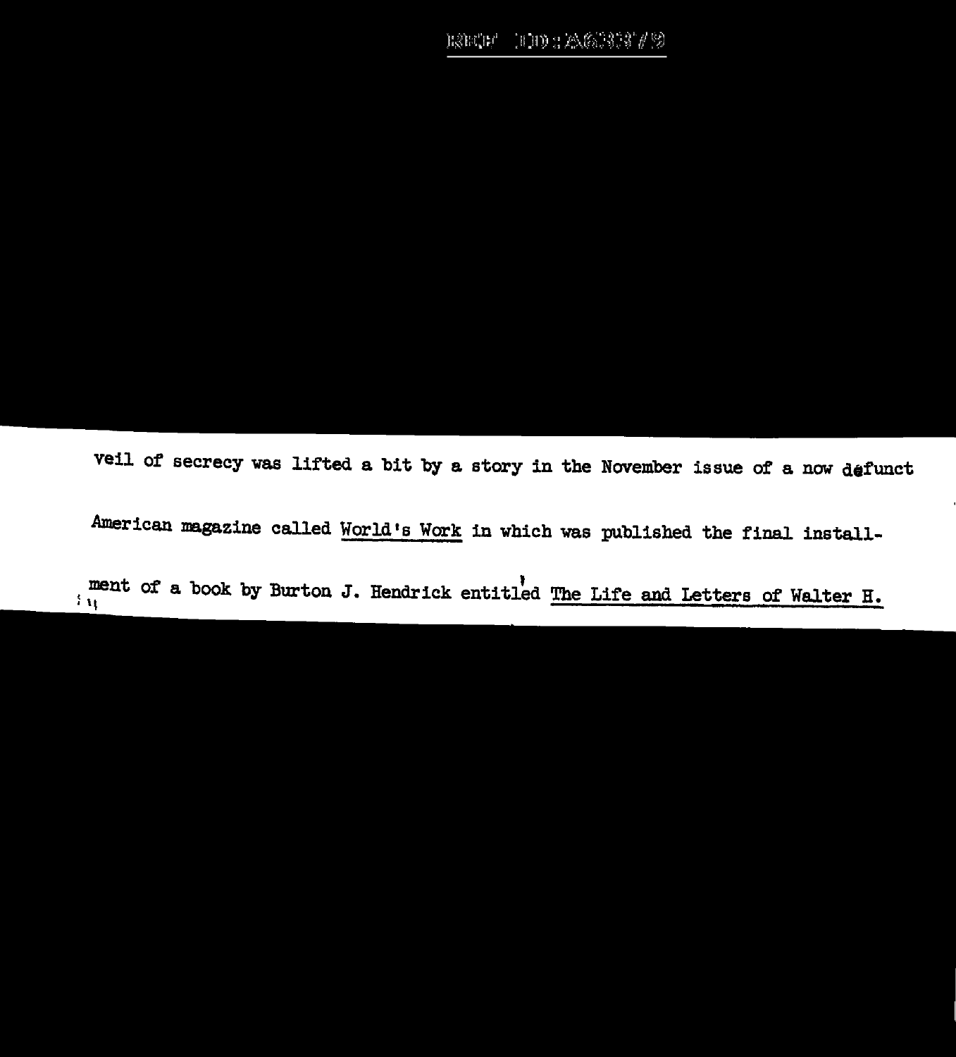veil of secrecy was lifted a bit by a story in the November issue of a now defunct

American magazine called World's Work in which was published the final install-

ment of a book by Burton J. Hendrick entitled The Life and Letters of Walter H.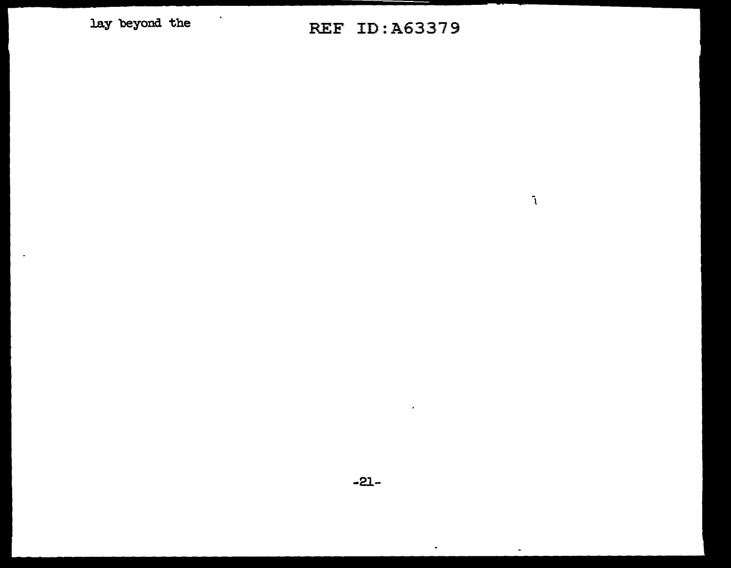lay beyond the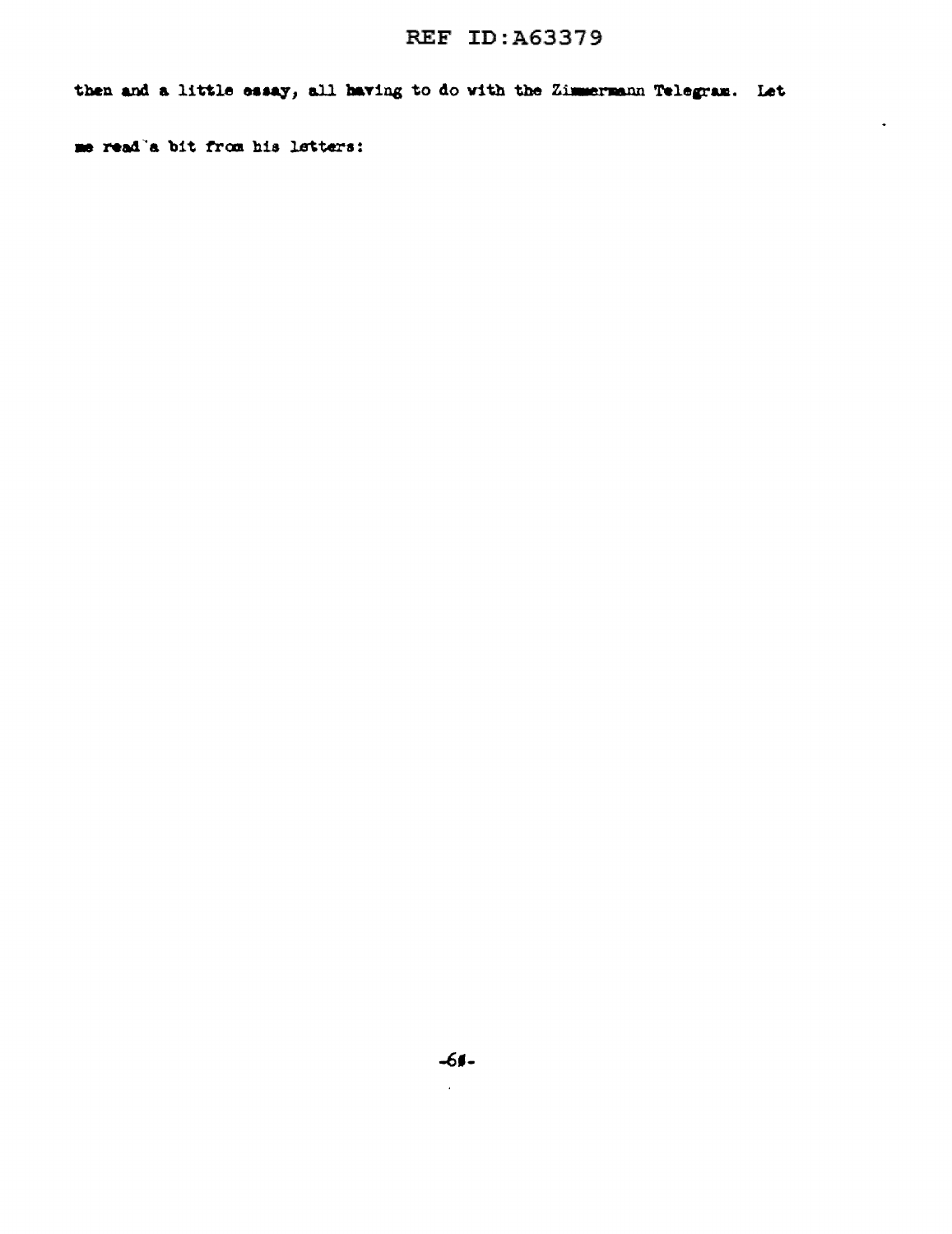then and a little essay, all having to do with the Zimmermann Telegram. Let me read a bit from his letters: